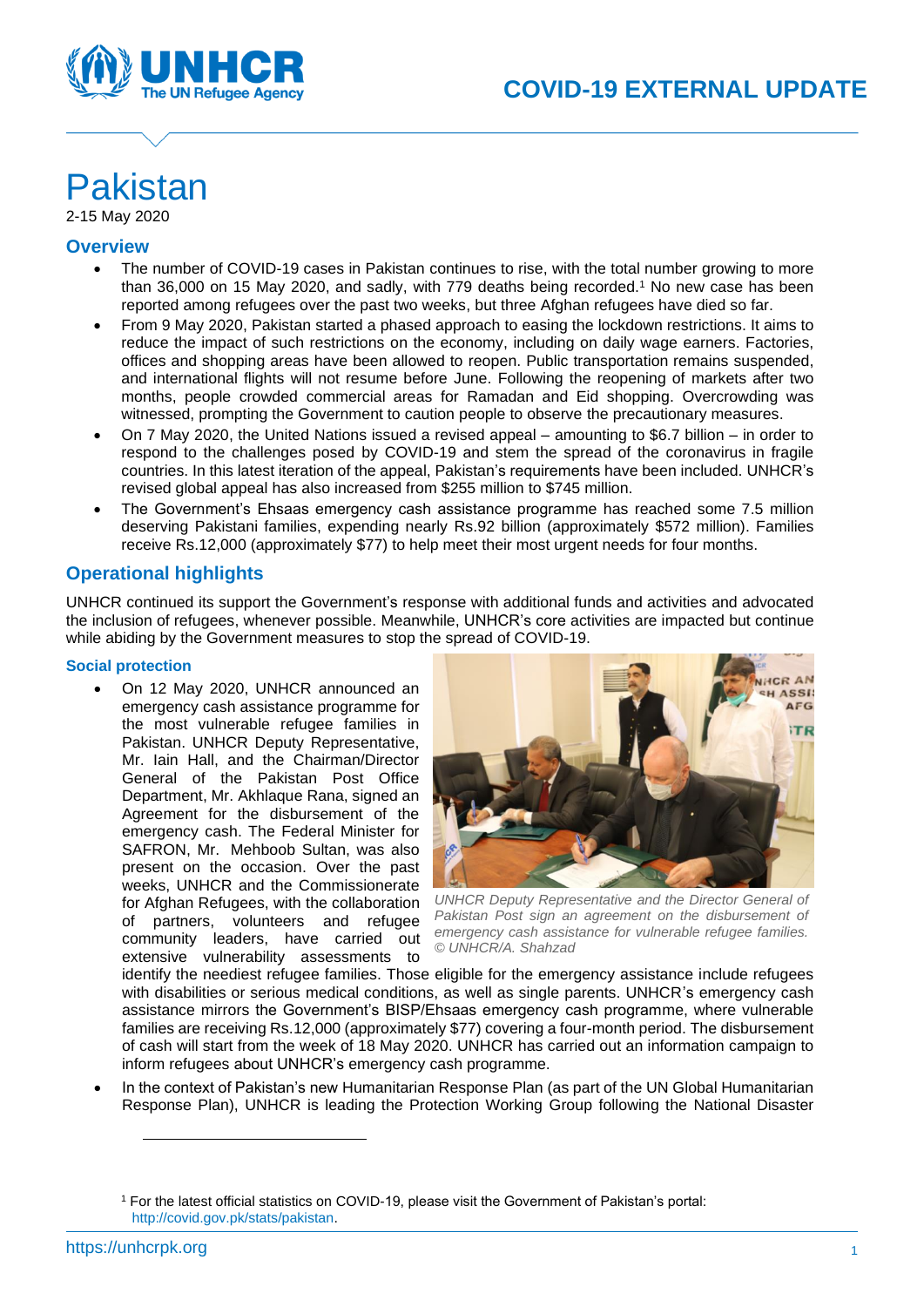# COVID-19 EXTERNAL UPDATE

# Pakistan

2-15 May 2020

## Overview

- The number of COVID-19 cases in Pakistan continues to rise, with the total number growing to more than 36,000 on 15 May 2020, and sadly, with 779 deaths being recorded.[1] No new case has been reported among refugees over the past two weeks, but three Afghan refugees have died so far.
- From 9 May 2020, Pakistan started a phased approach to easing the lockdown restrictions. It aims to reduce the impact of such restrictions on the economy, including on daily wage earners. Factories, offices and shopping areas have been allowed to reopen. Public transportation remains suspended, and international flights will not resume before June. Following the reopening of markets after two months, people crowded commercial areas for Ramadan and Eid shopping. Overcrowding was witnessed, prompting the Government to caution people to observe the precautionary measures.
- On 7 May 2020, the United Nations issued a revised appeal – amounting to $6.7 billion – in order to respond to the challenges posed by COVID-19 and stem the spread of the coronavirus in fragile countries. In this latest iteration of the appeal, Pakistan's requirements have been included. UNHCR's revised global appeal has also increased from $255 million to $745 million.
- The Government's Ehsaas emergency cash assistance programme has reached some 7.5 million deserving Pakistani families, expending nearly Rs.92 billion (approximately $572 million). Families receive Rs.12,000 (approximately $77) to help meet their most urgent needs for four months.

## Operational highlights

UNHCR continued its support the Government's response with additional funds and activities and advocated the inclusion of refugees, whenever possible. Meanwhile, UNHCR's core activities are impacted but continue while abiding by the Government measures to stop the spread of COVID-19.

### Social protection

- On 12 May 2020, UNHCR announced an emergency cash assistance programme for the most vulnerable refugee families in Pakistan. UNHCR Deputy Representative, Mr. Iain Hall, and the Chairman/Director General of the Pakistan Post Office Department, Mr. Akhlaque Rana, signed an Agreement for the disbursement of the emergency cash. The Federal Minister for SAFRON, Mr. Mehboob Sultan, was also present on the occasion. Over the past weeks, UNHCR and the Commissionerate for Afghan Refugees, with the collaboration of partners, volunteers and refugee community leaders, have carried out extensive vulnerability assessments to identify the neediest refugee families. Those eligible for the emergency assistance include refugees with disabilities or serious medical conditions, as well as single parents. UNHCR's emergency cash assistance mirrors the Government's BISP/Ehsaas emergency cash programme, where vulnerable families are receiving Rs.12,000 (approximately $77) covering a four-month period. The disbursement of cash will start from the week of 18 May 2020. UNHCR has carried out an information campaign to inform refugees about UNHCR's emergency cash programme.

*UNHCR Deputy Representative and the Director General of Pakistan Post sign an agreement on the disbursement of emergency cash assistance for vulnerable refugee families. © UNHCR/A. Shahzad*

- In the context of Pakistan's new Humanitarian Response Plan (as part of the UN Global Humanitarian Response Plan), UNHCR is leading the Protection Working Group following the National Disaster

[1] For the latest official statistics on COVID-19, please visit the Government of Pakistan's portal: http://covid.gov.pk/stats/pakistan.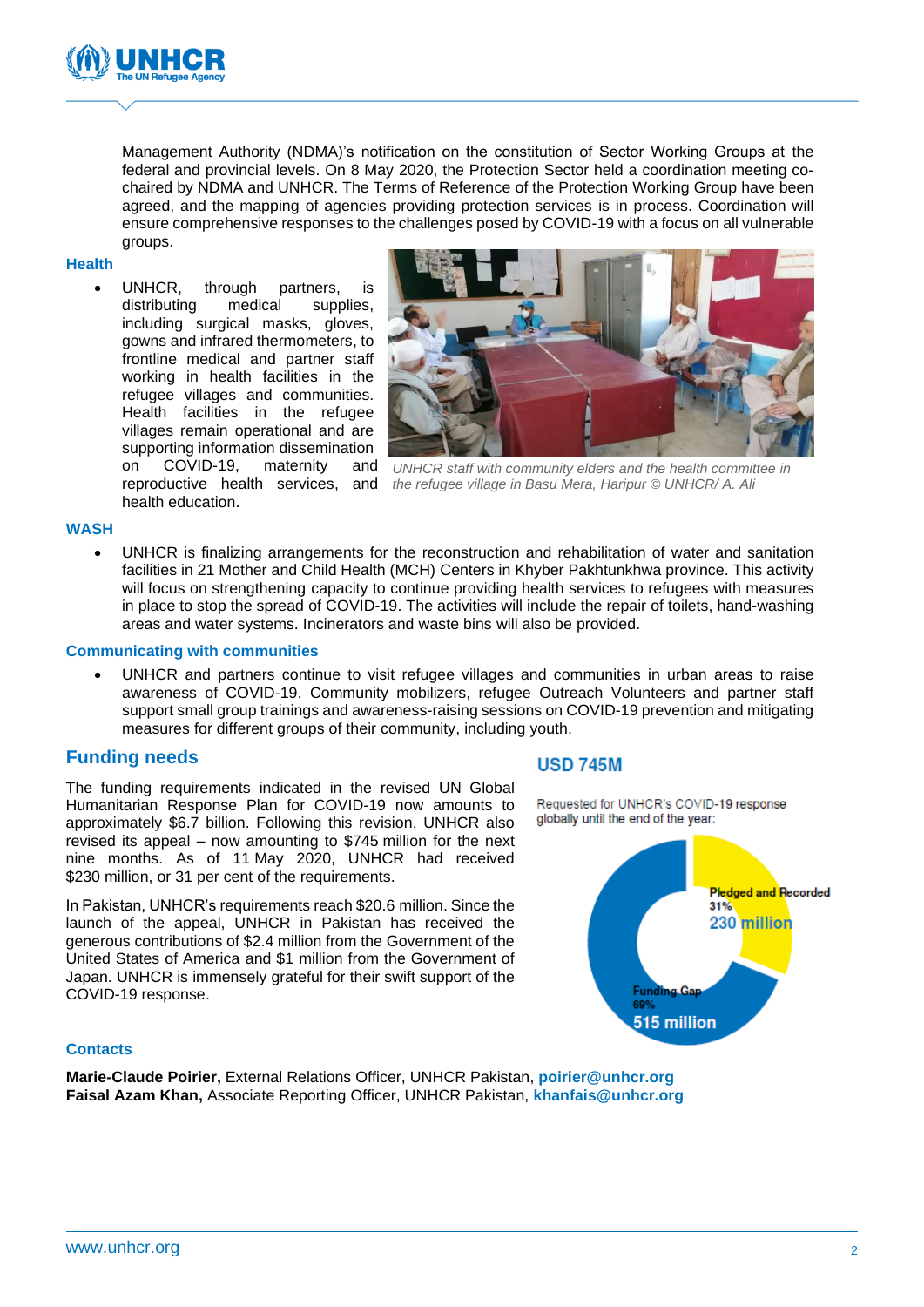Management Authority (NDMA)'s notification on the constitution of Sector Working Groups at the federal and provincial levels. On 8 May 2020, the Protection Sector held a coordination meeting co-chaired by NDMA and UNHCR. The Terms of Reference of the Protection Working Group have been agreed, and the mapping of agencies providing protection services is in process. Coordination will ensure comprehensive responses to the challenges posed by COVID-19 with a focus on all vulnerable groups.

### Health

- UNHCR, through partners, is distributing medical supplies, including surgical masks, gloves, gowns and infrared thermometers, to frontline medical and partner staff working in health facilities in the refugee villages and communities. Health facilities in the refugee villages remain operational and are supporting information dissemination on COVID-19, maternity and reproductive health services, and health education.

*UNHCR staff with community elders and the health committee in the refugee village in Basu Mera, Haripur © UNHCR/ A. Ali*

### WASH

- UNHCR is finalizing arrangements for the reconstruction and rehabilitation of water and sanitation facilities in 21 Mother and Child Health (MCH) Centers in Khyber Pakhtunkhwa province. This activity will focus on strengthening capacity to continue providing health services to refugees with measures in place to stop the spread of COVID-19. The activities will include the repair of toilets, hand-washing areas and water systems. Incinerators and waste bins will also be provided.

### Communicating with communities

- UNHCR and partners continue to visit refugee villages and communities in urban areas to raise awareness of COVID-19. Community mobilizers, refugee Outreach Volunteers and partner staff support small group trainings and awareness-raising sessions on COVID-19 prevention and mitigating measures for different groups of their community, including youth.

## Funding needs

The funding requirements indicated in the revised UN Global Humanitarian Response Plan for COVID-19 now amounts to approximately $6.7 billion. Following this revision, UNHCR also revised its appeal – now amounting to $745 million for the next nine months. As of 11 May 2020, UNHCR had received $230 million, or 31 per cent of the requirements.

In Pakistan, UNHCR's requirements reach $20.6 million. Since the launch of the appeal, UNHCR in Pakistan has received the generous contributions of $2.4 million from the Government of the United States of America and $1 million from the Government of Japan. UNHCR is immensely grateful for their swift support of the COVID-19 response.

**USD 745M**

Requested for UNHCR's COVID-19 response globally until the end of the year:

Pledged and Recorded
31%
230 million

Funding Gap
69%
515 million

### Contacts

**Marie-Claude Poirier,** External Relations Officer, UNHCR Pakistan, **poirier@unhcr.org**
**Faisal Azam Khan,** Associate Reporting Officer, UNHCR Pakistan, **khanfais@unhcr.org**